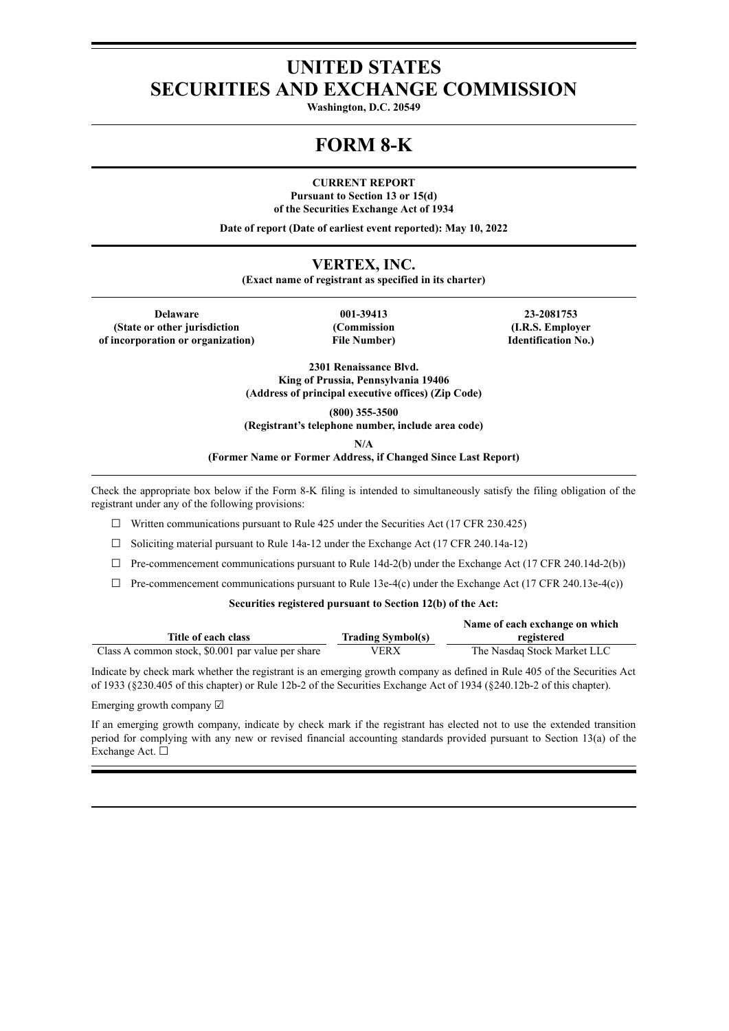# UNITED STATES
# SECURITIES AND EXCHANGE COMMISSION

**Washington, D.C. 20549**

# FORM 8-K

**CURRENT REPORT**
**Pursuant to Section 13 or 15(d)**
**of the Securities Exchange Act of 1934**

**Date of report (Date of earliest event reported): May 10, 2022**

## VERTEX, INC.

**(Exact name of registrant as specified in its charter)**

| Delaware | 001-39413 | 23-2081753 |
|---|---|---|
| (State or other jurisdiction of incorporation or organization) | (Commission File Number) | (I.R.S. Employer Identification No.) |

**2301 Renaissance Blvd.**
**King of Prussia, Pennsylvania 19406**
**(Address of principal executive offices) (Zip Code)**

**(800) 355-3500**
**(Registrant's telephone number, include area code)**

**N/A**
**(Former Name or Former Address, if Changed Since Last Report)**

Check the appropriate box below if the Form 8-K filing is intended to simultaneously satisfy the filing obligation of the registrant under any of the following provisions:

☐ Written communications pursuant to Rule 425 under the Securities Act (17 CFR 230.425)

☐ Soliciting material pursuant to Rule 14a-12 under the Exchange Act (17 CFR 240.14a-12)

☐ Pre-commencement communications pursuant to Rule 14d-2(b) under the Exchange Act (17 CFR 240.14d-2(b))

☐ Pre-commencement communications pursuant to Rule 13e-4(c) under the Exchange Act (17 CFR 240.13e-4(c))

**Securities registered pursuant to Section 12(b) of the Act:**

| Title of each class | Trading Symbol(s) | Name of each exchange on which registered |
|---|---|---|
| Class A common stock, $0.001 par value per share | VERX | The Nasdaq Stock Market LLC |

Indicate by check mark whether the registrant is an emerging growth company as defined in Rule 405 of the Securities Act of 1933 (§230.405 of this chapter) or Rule 12b-2 of the Securities Exchange Act of 1934 (§240.12b-2 of this chapter).

Emerging growth company ☑

If an emerging growth company, indicate by check mark if the registrant has elected not to use the extended transition period for complying with any new or revised financial accounting standards provided pursuant to Section 13(a) of the Exchange Act. ☐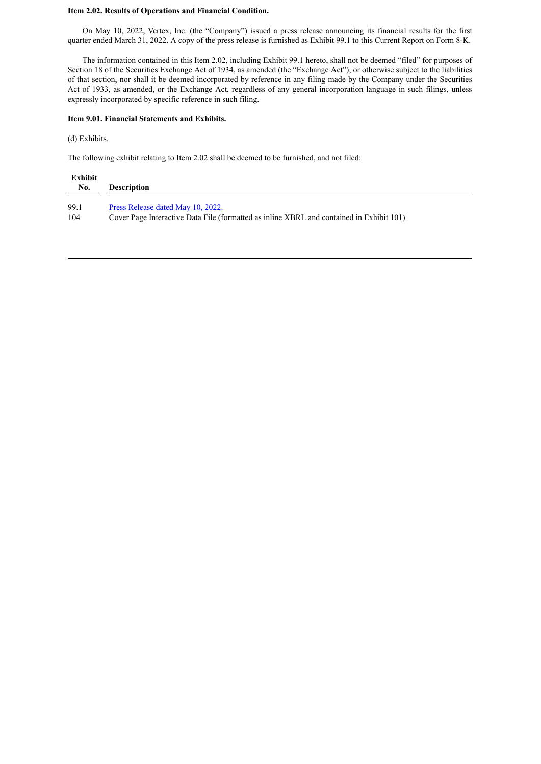**Item 2.02. Results of Operations and Financial Condition.**

On May 10, 2022, Vertex, Inc. (the "Company") issued a press release announcing its financial results for the first quarter ended March 31, 2022. A copy of the press release is furnished as Exhibit 99.1 to this Current Report on Form 8-K.

The information contained in this Item 2.02, including Exhibit 99.1 hereto, shall not be deemed "filed" for purposes of Section 18 of the Securities Exchange Act of 1934, as amended (the "Exchange Act"), or otherwise subject to the liabilities of that section, nor shall it be deemed incorporated by reference in any filing made by the Company under the Securities Act of 1933, as amended, or the Exchange Act, regardless of any general incorporation language in such filings, unless expressly incorporated by specific reference in such filing.

**Item 9.01. Financial Statements and Exhibits.**

(d) Exhibits.

The following exhibit relating to Item 2.02 shall be deemed to be furnished, and not filed:

| Exhibit No. | Description |
|---|---|
| 99.1 | Press Release dated May 10, 2022. |
| 104 | Cover Page Interactive Data File (formatted as inline XBRL and contained in Exhibit 101) |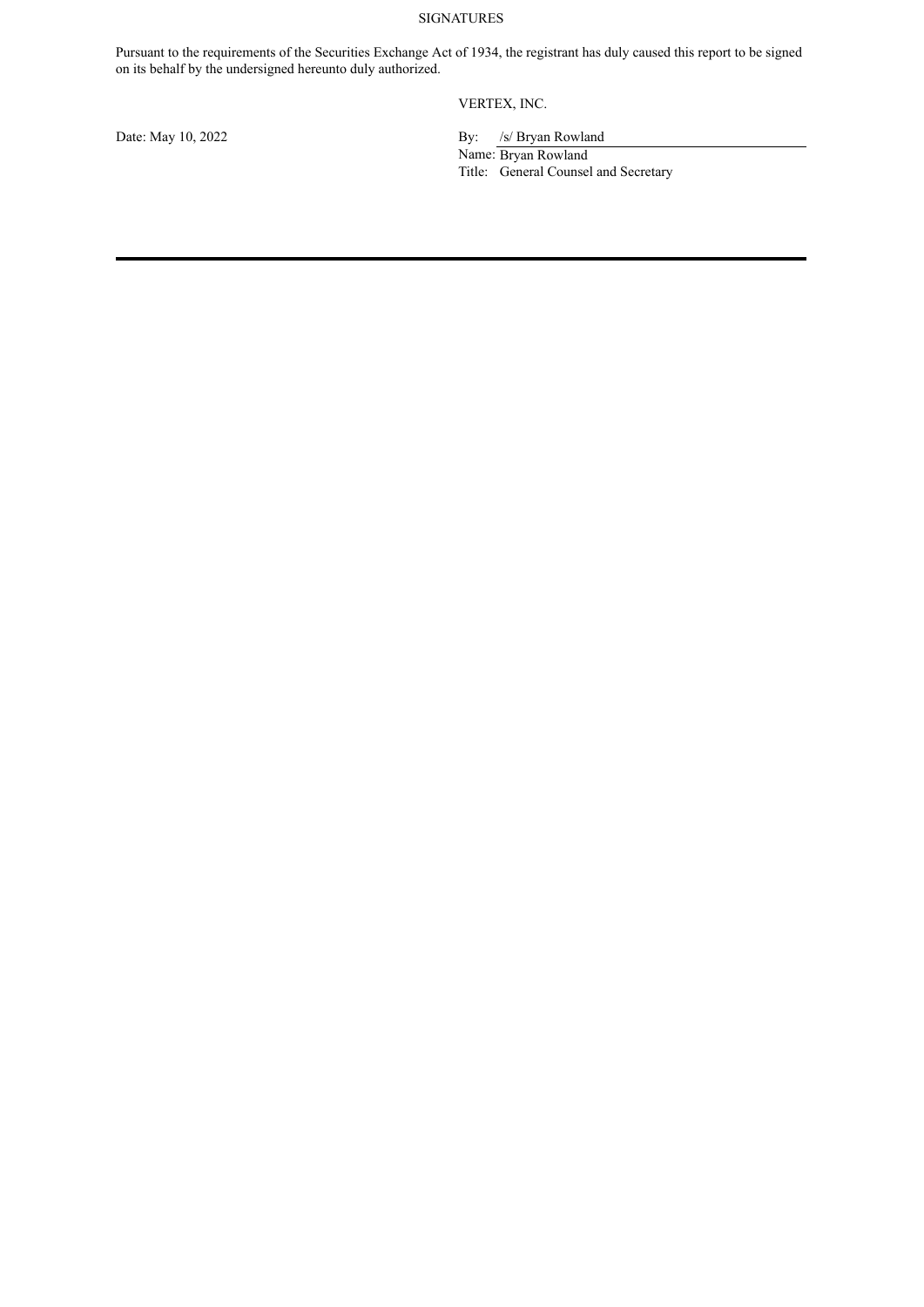# SIGNATURES

Pursuant to the requirements of the Securities Exchange Act of 1934, the registrant has duly caused this report to be signed on its behalf by the undersigned hereunto duly authorized.

VERTEX, INC.

Date: May 10, 2022

By: /s/ Bryan Rowland
Name: Bryan Rowland
Title: General Counsel and Secretary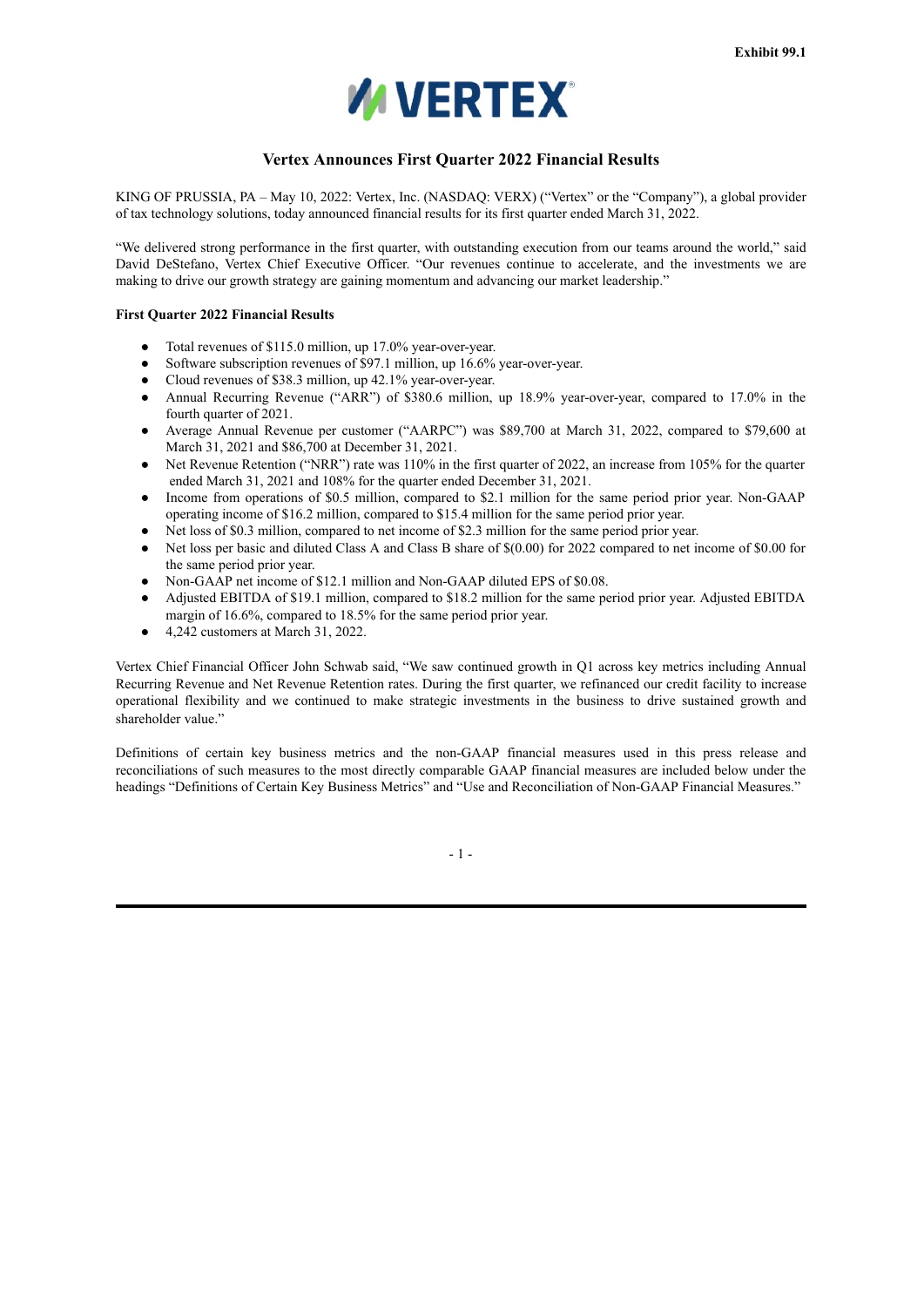Exhibit 99.1

# Vertex Announces First Quarter 2022 Financial Results

KING OF PRUSSIA, PA – May 10, 2022: Vertex, Inc. (NASDAQ: VERX) ("Vertex" or the "Company"), a global provider of tax technology solutions, today announced financial results for its first quarter ended March 31, 2022.

"We delivered strong performance in the first quarter, with outstanding execution from our teams around the world," said David DeStefano, Vertex Chief Executive Officer. "Our revenues continue to accelerate, and the investments we are making to drive our growth strategy are gaining momentum and advancing our market leadership."

**First Quarter 2022 Financial Results**

- Total revenues of $115.0 million, up 17.0% year-over-year.
- Software subscription revenues of $97.1 million, up 16.6% year-over-year.
- Cloud revenues of $38.3 million, up 42.1% year-over-year.
- Annual Recurring Revenue ("ARR") of $380.6 million, up 18.9% year-over-year, compared to 17.0% in the fourth quarter of 2021.
- Average Annual Revenue per customer ("AARPC") was $89,700 at March 31, 2022, compared to $79,600 at March 31, 2021 and $86,700 at December 31, 2021.
- Net Revenue Retention ("NRR") rate was 110% in the first quarter of 2022, an increase from 105% for the quarter ended March 31, 2021 and 108% for the quarter ended December 31, 2021.
- Income from operations of $0.5 million, compared to $2.1 million for the same period prior year. Non-GAAP operating income of $16.2 million, compared to $15.4 million for the same period prior year.
- Net loss of $0.3 million, compared to net income of $2.3 million for the same period prior year.
- Net loss per basic and diluted Class A and Class B share of $(0.00) for 2022 compared to net income of $0.00 for the same period prior year.
- Non-GAAP net income of $12.1 million and Non-GAAP diluted EPS of $0.08.
- Adjusted EBITDA of $19.1 million, compared to $18.2 million for the same period prior year. Adjusted EBITDA margin of 16.6%, compared to 18.5% for the same period prior year.
- 4,242 customers at March 31, 2022.

Vertex Chief Financial Officer John Schwab said, "We saw continued growth in Q1 across key metrics including Annual Recurring Revenue and Net Revenue Retention rates. During the first quarter, we refinanced our credit facility to increase operational flexibility and we continued to make strategic investments in the business to drive sustained growth and shareholder value."

Definitions of certain key business metrics and the non-GAAP financial measures used in this press release and reconciliations of such measures to the most directly comparable GAAP financial measures are included below under the headings "Definitions of Certain Key Business Metrics" and "Use and Reconciliation of Non-GAAP Financial Measures."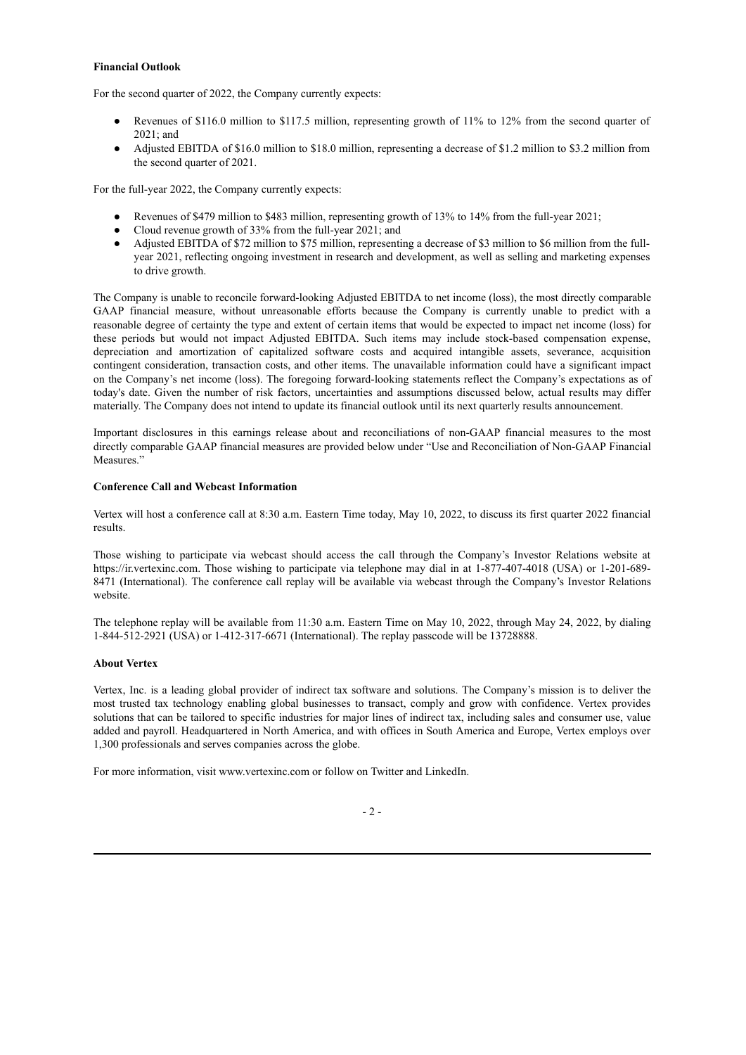**Financial Outlook**

For the second quarter of 2022, the Company currently expects:

- Revenues of $116.0 million to $117.5 million, representing growth of 11% to 12% from the second quarter of 2021; and
- Adjusted EBITDA of $16.0 million to $18.0 million, representing a decrease of $1.2 million to $3.2 million from the second quarter of 2021.

For the full-year 2022, the Company currently expects:

- Revenues of $479 million to $483 million, representing growth of 13% to 14% from the full-year 2021;
- Cloud revenue growth of 33% from the full-year 2021; and
- Adjusted EBITDA of $72 million to $75 million, representing a decrease of $3 million to $6 million from the full-year 2021, reflecting ongoing investment in research and development, as well as selling and marketing expenses to drive growth.

The Company is unable to reconcile forward-looking Adjusted EBITDA to net income (loss), the most directly comparable GAAP financial measure, without unreasonable efforts because the Company is currently unable to predict with a reasonable degree of certainty the type and extent of certain items that would be expected to impact net income (loss) for these periods but would not impact Adjusted EBITDA. Such items may include stock-based compensation expense, depreciation and amortization of capitalized software costs and acquired intangible assets, severance, acquisition contingent consideration, transaction costs, and other items. The unavailable information could have a significant impact on the Company's net income (loss). The foregoing forward-looking statements reflect the Company's expectations as of today's date. Given the number of risk factors, uncertainties and assumptions discussed below, actual results may differ materially. The Company does not intend to update its financial outlook until its next quarterly results announcement.

Important disclosures in this earnings release about and reconciliations of non-GAAP financial measures to the most directly comparable GAAP financial measures are provided below under "Use and Reconciliation of Non-GAAP Financial Measures."

**Conference Call and Webcast Information**

Vertex will host a conference call at 8:30 a.m. Eastern Time today, May 10, 2022, to discuss its first quarter 2022 financial results.

Those wishing to participate via webcast should access the call through the Company's Investor Relations website at https://ir.vertexinc.com. Those wishing to participate via telephone may dial in at 1-877-407-4018 (USA) or 1-201-689-8471 (International). The conference call replay will be available via webcast through the Company's Investor Relations website.

The telephone replay will be available from 11:30 a.m. Eastern Time on May 10, 2022, through May 24, 2022, by dialing 1-844-512-2921 (USA) or 1-412-317-6671 (International). The replay passcode will be 13728888.

**About Vertex**

Vertex, Inc. is a leading global provider of indirect tax software and solutions. The Company's mission is to deliver the most trusted tax technology enabling global businesses to transact, comply and grow with confidence. Vertex provides solutions that can be tailored to specific industries for major lines of indirect tax, including sales and consumer use, value added and payroll. Headquartered in North America, and with offices in South America and Europe, Vertex employs over 1,300 professionals and serves companies across the globe.

For more information, visit www.vertexinc.com or follow on Twitter and LinkedIn.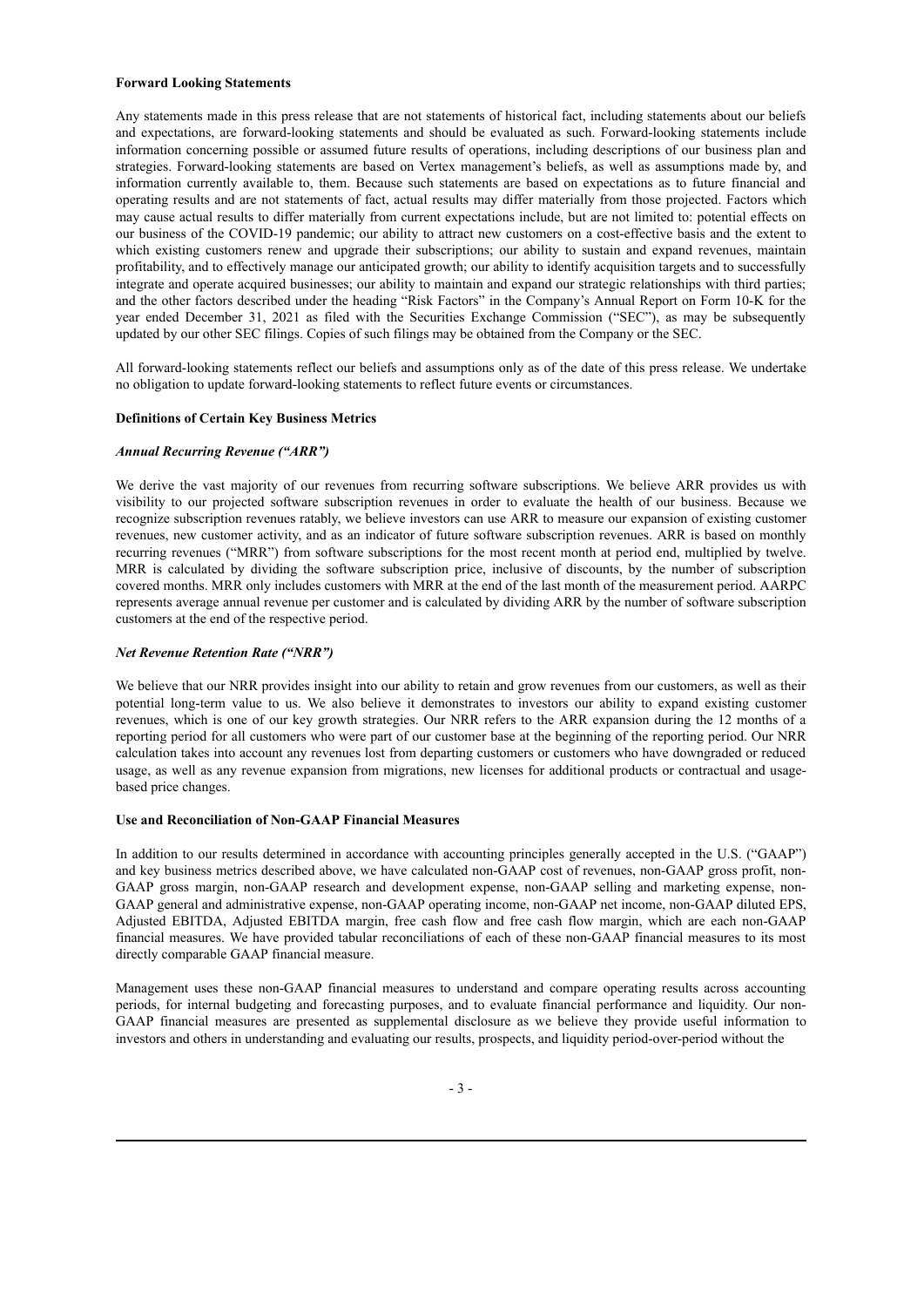**Forward Looking Statements**

Any statements made in this press release that are not statements of historical fact, including statements about our beliefs and expectations, are forward-looking statements and should be evaluated as such. Forward-looking statements include information concerning possible or assumed future results of operations, including descriptions of our business plan and strategies. Forward-looking statements are based on Vertex management's beliefs, as well as assumptions made by, and information currently available to, them. Because such statements are based on expectations as to future financial and operating results and are not statements of fact, actual results may differ materially from those projected. Factors which may cause actual results to differ materially from current expectations include, but are not limited to: potential effects on our business of the COVID-19 pandemic; our ability to attract new customers on a cost-effective basis and the extent to which existing customers renew and upgrade their subscriptions; our ability to sustain and expand revenues, maintain profitability, and to effectively manage our anticipated growth; our ability to identify acquisition targets and to successfully integrate and operate acquired businesses; our ability to maintain and expand our strategic relationships with third parties; and the other factors described under the heading "Risk Factors" in the Company's Annual Report on Form 10-K for the year ended December 31, 2021 as filed with the Securities Exchange Commission ("SEC"), as may be subsequently updated by our other SEC filings. Copies of such filings may be obtained from the Company or the SEC.

All forward-looking statements reflect our beliefs and assumptions only as of the date of this press release. We undertake no obligation to update forward-looking statements to reflect future events or circumstances.

**Definitions of Certain Key Business Metrics**

***Annual Recurring Revenue ("ARR")***

We derive the vast majority of our revenues from recurring software subscriptions. We believe ARR provides us with visibility to our projected software subscription revenues in order to evaluate the health of our business. Because we recognize subscription revenues ratably, we believe investors can use ARR to measure our expansion of existing customer revenues, new customer activity, and as an indicator of future software subscription revenues. ARR is based on monthly recurring revenues ("MRR") from software subscriptions for the most recent month at period end, multiplied by twelve. MRR is calculated by dividing the software subscription price, inclusive of discounts, by the number of subscription covered months. MRR only includes customers with MRR at the end of the last month of the measurement period. AARPC represents average annual revenue per customer and is calculated by dividing ARR by the number of software subscription customers at the end of the respective period.

***Net Revenue Retention Rate ("NRR")***

We believe that our NRR provides insight into our ability to retain and grow revenues from our customers, as well as their potential long-term value to us. We also believe it demonstrates to investors our ability to expand existing customer revenues, which is one of our key growth strategies. Our NRR refers to the ARR expansion during the 12 months of a reporting period for all customers who were part of our customer base at the beginning of the reporting period. Our NRR calculation takes into account any revenues lost from departing customers or customers who have downgraded or reduced usage, as well as any revenue expansion from migrations, new licenses for additional products or contractual and usage-based price changes.

**Use and Reconciliation of Non-GAAP Financial Measures**

In addition to our results determined in accordance with accounting principles generally accepted in the U.S. ("GAAP") and key business metrics described above, we have calculated non-GAAP cost of revenues, non-GAAP gross profit, non-GAAP gross margin, non-GAAP research and development expense, non-GAAP selling and marketing expense, non-GAAP general and administrative expense, non-GAAP operating income, non-GAAP net income, non-GAAP diluted EPS, Adjusted EBITDA, Adjusted EBITDA margin, free cash flow and free cash flow margin, which are each non-GAAP financial measures. We have provided tabular reconciliations of each of these non-GAAP financial measures to its most directly comparable GAAP financial measure.

Management uses these non-GAAP financial measures to understand and compare operating results across accounting periods, for internal budgeting and forecasting purposes, and to evaluate financial performance and liquidity. Our non-GAAP financial measures are presented as supplemental disclosure as we believe they provide useful information to investors and others in understanding and evaluating our results, prospects, and liquidity period-over-period without the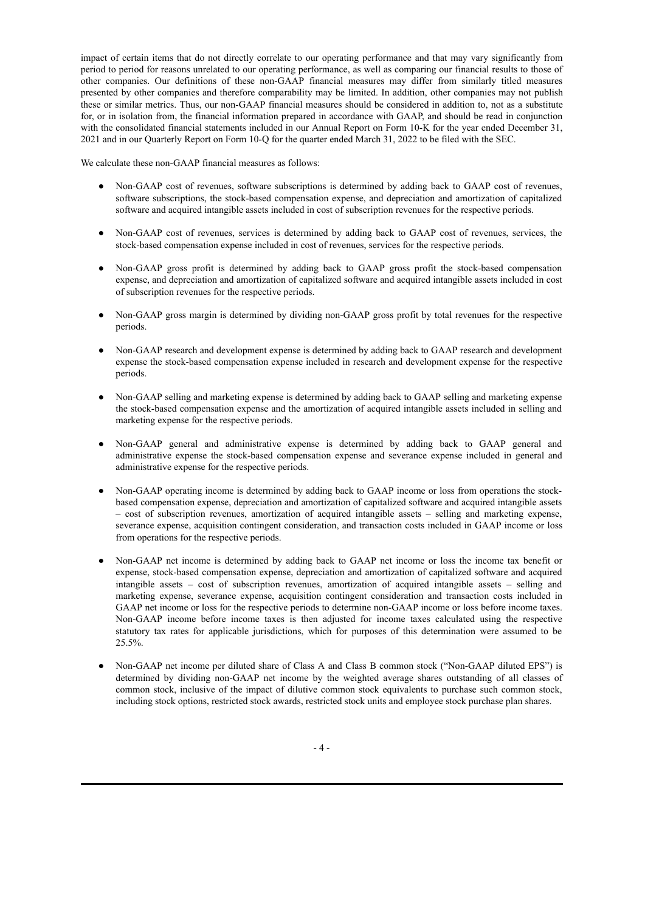impact of certain items that do not directly correlate to our operating performance and that may vary significantly from period to period for reasons unrelated to our operating performance, as well as comparing our financial results to those of other companies. Our definitions of these non-GAAP financial measures may differ from similarly titled measures presented by other companies and therefore comparability may be limited. In addition, other companies may not publish these or similar metrics. Thus, our non-GAAP financial measures should be considered in addition to, not as a substitute for, or in isolation from, the financial information prepared in accordance with GAAP, and should be read in conjunction with the consolidated financial statements included in our Annual Report on Form 10-K for the year ended December 31, 2021 and in our Quarterly Report on Form 10-Q for the quarter ended March 31, 2022 to be filed with the SEC.

We calculate these non-GAAP financial measures as follows:

- Non-GAAP cost of revenues, software subscriptions is determined by adding back to GAAP cost of revenues, software subscriptions, the stock-based compensation expense, and depreciation and amortization of capitalized software and acquired intangible assets included in cost of subscription revenues for the respective periods.
- Non-GAAP cost of revenues, services is determined by adding back to GAAP cost of revenues, services, the stock-based compensation expense included in cost of revenues, services for the respective periods.
- Non-GAAP gross profit is determined by adding back to GAAP gross profit the stock-based compensation expense, and depreciation and amortization of capitalized software and acquired intangible assets included in cost of subscription revenues for the respective periods.
- Non-GAAP gross margin is determined by dividing non-GAAP gross profit by total revenues for the respective periods.
- Non-GAAP research and development expense is determined by adding back to GAAP research and development expense the stock-based compensation expense included in research and development expense for the respective periods.
- Non-GAAP selling and marketing expense is determined by adding back to GAAP selling and marketing expense the stock-based compensation expense and the amortization of acquired intangible assets included in selling and marketing expense for the respective periods.
- Non-GAAP general and administrative expense is determined by adding back to GAAP general and administrative expense the stock-based compensation expense and severance expense included in general and administrative expense for the respective periods.
- Non-GAAP operating income is determined by adding back to GAAP income or loss from operations the stock-based compensation expense, depreciation and amortization of capitalized software and acquired intangible assets – cost of subscription revenues, amortization of acquired intangible assets – selling and marketing expense, severance expense, acquisition contingent consideration, and transaction costs included in GAAP income or loss from operations for the respective periods.
- Non-GAAP net income is determined by adding back to GAAP net income or loss the income tax benefit or expense, stock-based compensation expense, depreciation and amortization of capitalized software and acquired intangible assets – cost of subscription revenues, amortization of acquired intangible assets – selling and marketing expense, severance expense, acquisition contingent consideration and transaction costs included in GAAP net income or loss for the respective periods to determine non-GAAP income or loss before income taxes. Non-GAAP income before income taxes is then adjusted for income taxes calculated using the respective statutory tax rates for applicable jurisdictions, which for purposes of this determination were assumed to be 25.5%.
- Non-GAAP net income per diluted share of Class A and Class B common stock ("Non-GAAP diluted EPS") is determined by dividing non-GAAP net income by the weighted average shares outstanding of all classes of common stock, inclusive of the impact of dilutive common stock equivalents to purchase such common stock, including stock options, restricted stock awards, restricted stock units and employee stock purchase plan shares.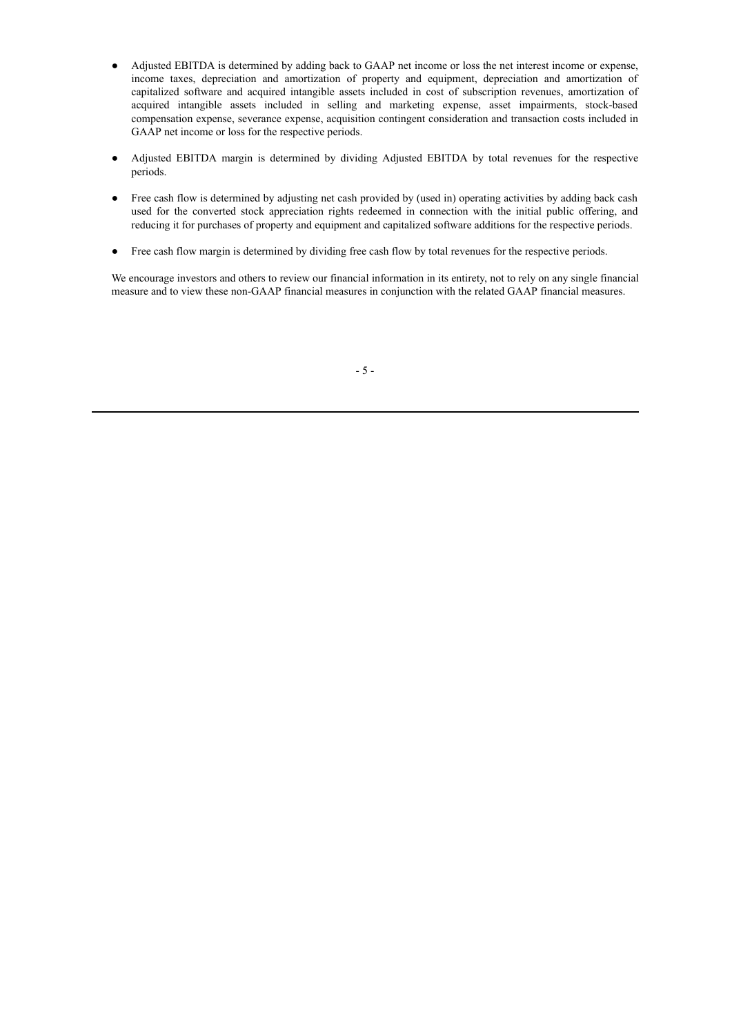- Adjusted EBITDA is determined by adding back to GAAP net income or loss the net interest income or expense, income taxes, depreciation and amortization of property and equipment, depreciation and amortization of capitalized software and acquired intangible assets included in cost of subscription revenues, amortization of acquired intangible assets included in selling and marketing expense, asset impairments, stock-based compensation expense, severance expense, acquisition contingent consideration and transaction costs included in GAAP net income or loss for the respective periods.

- Adjusted EBITDA margin is determined by dividing Adjusted EBITDA by total revenues for the respective periods.

- Free cash flow is determined by adjusting net cash provided by (used in) operating activities by adding back cash used for the converted stock appreciation rights redeemed in connection with the initial public offering, and reducing it for purchases of property and equipment and capitalized software additions for the respective periods.

- Free cash flow margin is determined by dividing free cash flow by total revenues for the respective periods.

We encourage investors and others to review our financial information in its entirety, not to rely on any single financial measure and to view these non-GAAP financial measures in conjunction with the related GAAP financial measures.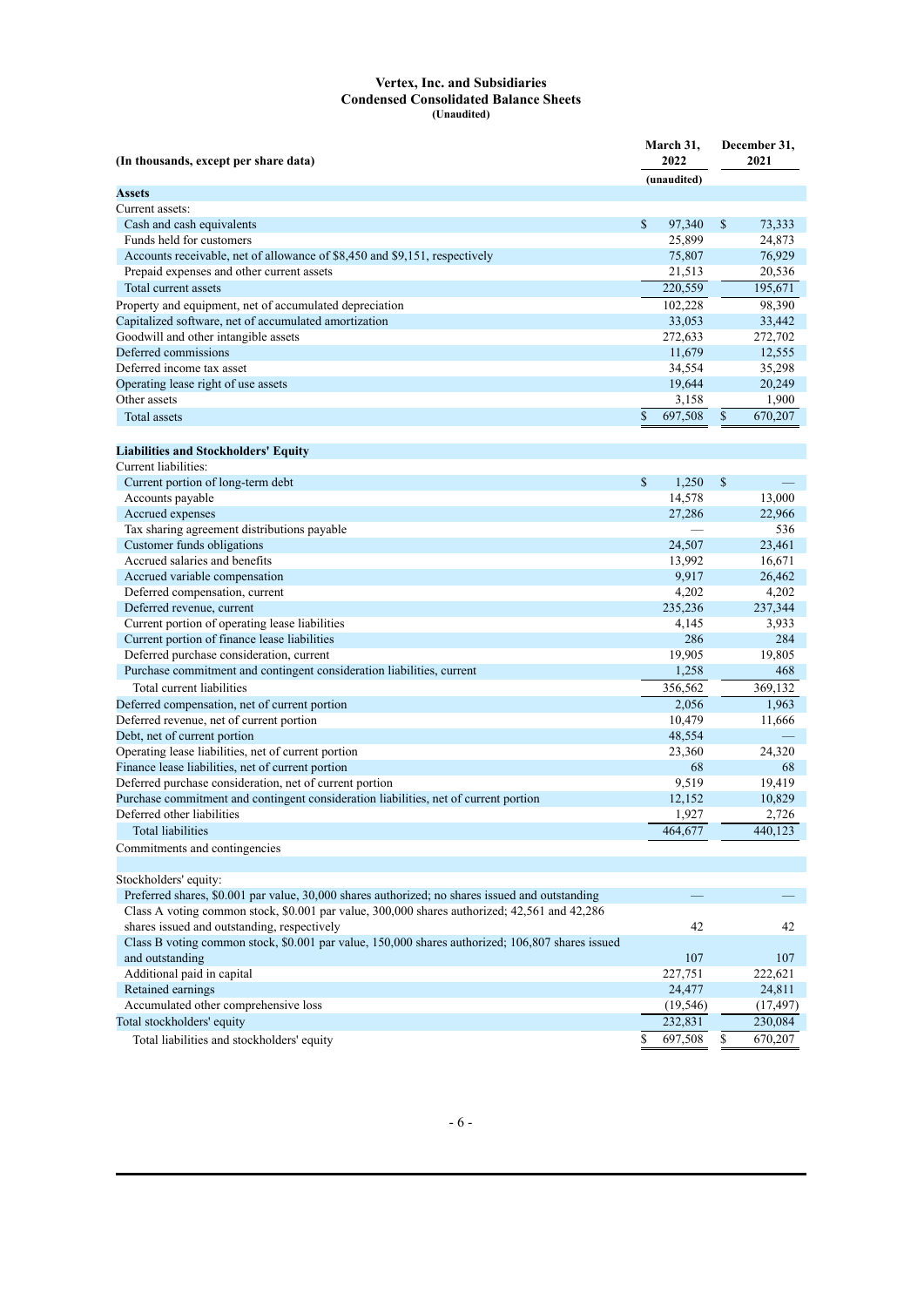**Vertex, Inc. and Subsidiaries**
**Condensed Consolidated Balance Sheets**
**(Unaudited)**

| (In thousands, except per share data) | March 31, 2022 | December 31, 2021 |
|---|---|---|
| | (unaudited) | |
| **Assets** | | |
| Current assets: | | |
| Cash and cash equivalents | $ 97,340 | $ 73,333 |
| Funds held for customers | 25,899 | 24,873 |
| Accounts receivable, net of allowance of $8,450 and $9,151, respectively | 75,807 | 76,929 |
| Prepaid expenses and other current assets | 21,513 | 20,536 |
| Total current assets | 220,559 | 195,671 |
| Property and equipment, net of accumulated depreciation | 102,228 | 98,390 |
| Capitalized software, net of accumulated amortization | 33,053 | 33,442 |
| Goodwill and other intangible assets | 272,633 | 272,702 |
| Deferred commissions | 11,679 | 12,555 |
| Deferred income tax asset | 34,554 | 35,298 |
| Operating lease right of use assets | 19,644 | 20,249 |
| Other assets | 3,158 | 1,900 |
| Total assets | $ 697,508 | $ 670,207 |
| | | |
| **Liabilities and Stockholders' Equity** | | |
| Current liabilities: | | |
| Current portion of long-term debt | $ 1,250 | $ — |
| Accounts payable | 14,578 | 13,000 |
| Accrued expenses | 27,286 | 22,966 |
| Tax sharing agreement distributions payable | — | 536 |
| Customer funds obligations | 24,507 | 23,461 |
| Accrued salaries and benefits | 13,992 | 16,671 |
| Accrued variable compensation | 9,917 | 26,462 |
| Deferred compensation, current | 4,202 | 4,202 |
| Deferred revenue, current | 235,236 | 237,344 |
| Current portion of operating lease liabilities | 4,145 | 3,933 |
| Current portion of finance lease liabilities | 286 | 284 |
| Deferred purchase consideration, current | 19,905 | 19,805 |
| Purchase commitment and contingent consideration liabilities, current | 1,258 | 468 |
| Total current liabilities | 356,562 | 369,132 |
| Deferred compensation, net of current portion | 2,056 | 1,963 |
| Deferred revenue, net of current portion | 10,479 | 11,666 |
| Debt, net of current portion | 48,554 | — |
| Operating lease liabilities, net of current portion | 23,360 | 24,320 |
| Finance lease liabilities, net of current portion | 68 | 68 |
| Deferred purchase consideration, net of current portion | 9,519 | 19,419 |
| Purchase commitment and contingent consideration liabilities, net of current portion | 12,152 | 10,829 |
| Deferred other liabilities | 1,927 | 2,726 |
| Total liabilities | 464,677 | 440,123 |
| Commitments and contingencies | | |
| | | |
| Stockholders' equity: | | |
| Preferred shares, $0.001 par value, 30,000 shares authorized; no shares issued and outstanding | — | — |
| Class A voting common stock, $0.001 par value, 300,000 shares authorized; 42,561 and 42,286 shares issued and outstanding, respectively | 42 | 42 |
| Class B voting common stock, $0.001 par value, 150,000 shares authorized; 106,807 shares issued and outstanding | 107 | 107 |
| Additional paid in capital | 227,751 | 222,621 |
| Retained earnings | 24,477 | 24,811 |
| Accumulated other comprehensive loss | (19,546) | (17,497) |
| Total stockholders' equity | 232,831 | 230,084 |
| Total liabilities and stockholders' equity | $ 697,508 | $ 670,207 |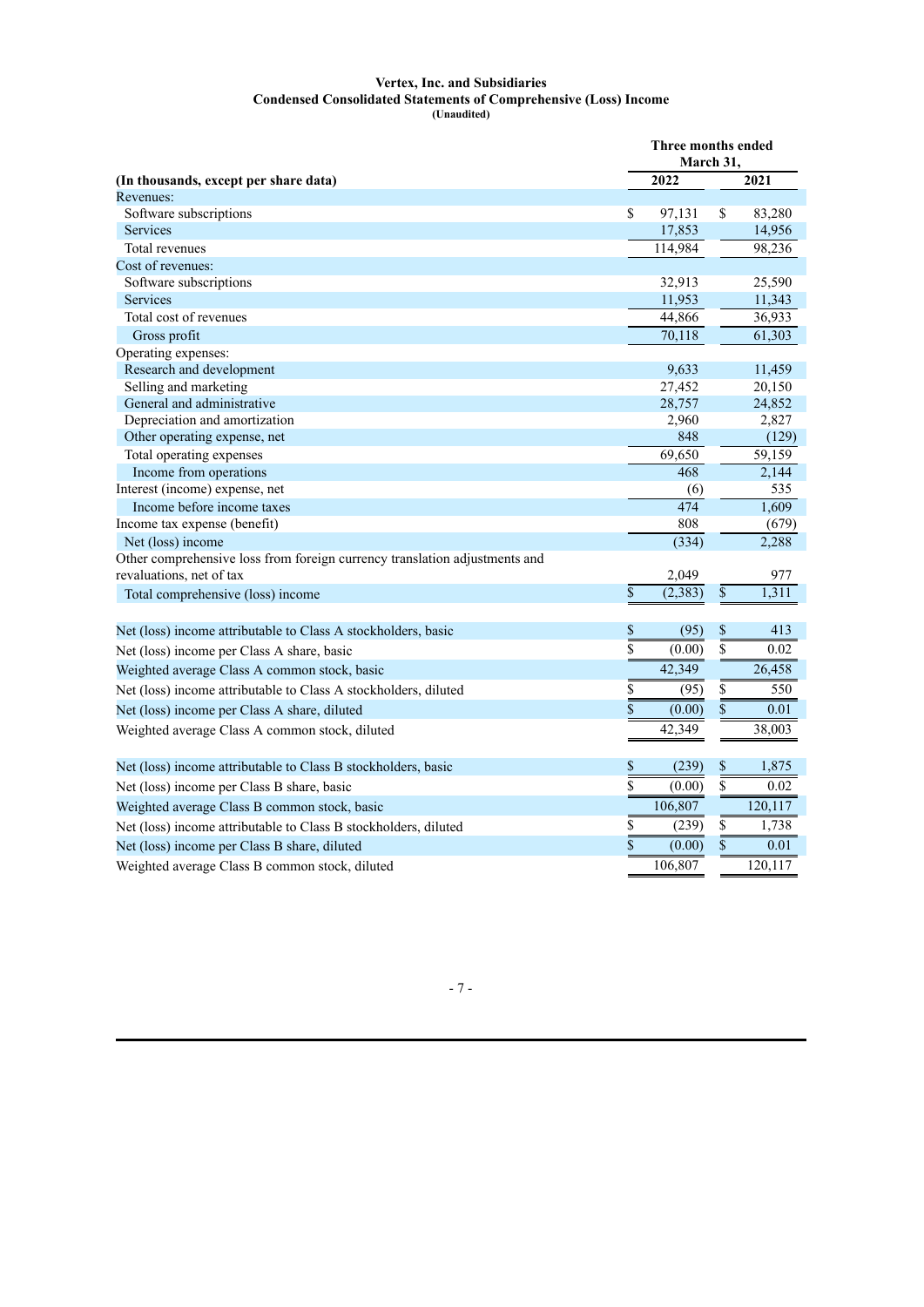**Vertex, Inc. and Subsidiaries**
**Condensed Consolidated Statements of Comprehensive (Loss) Income**
**(Unaudited)**

| (In thousands, except per share data) | Three months ended March 31, 2022 | 2021 |
|---|---|---|
| Revenues: | | |
| Software subscriptions | $ 97,131 | $ 83,280 |
| Services | 17,853 | 14,956 |
| Total revenues | 114,984 | 98,236 |
| Cost of revenues: | | |
| Software subscriptions | 32,913 | 25,590 |
| Services | 11,953 | 11,343 |
| Total cost of revenues | 44,866 | 36,933 |
| Gross profit | 70,118 | 61,303 |
| Operating expenses: | | |
| Research and development | 9,633 | 11,459 |
| Selling and marketing | 27,452 | 20,150 |
| General and administrative | 28,757 | 24,852 |
| Depreciation and amortization | 2,960 | 2,827 |
| Other operating expense, net | 848 | (129) |
| Total operating expenses | 69,650 | 59,159 |
| Income from operations | 468 | 2,144 |
| Interest (income) expense, net | (6) | 535 |
| Income before income taxes | 474 | 1,609 |
| Income tax expense (benefit) | 808 | (679) |
| Net (loss) income | (334) | 2,288 |
| Other comprehensive loss from foreign currency translation adjustments and revaluations, net of tax | 2,049 | 977 |
| Total comprehensive (loss) income | $ (2,383) | $ 1,311 |
| | | |
| Net (loss) income attributable to Class A stockholders, basic | $ (95) | $ 413 |
| Net (loss) income per Class A share, basic | $ (0.00) | $ 0.02 |
| Weighted average Class A common stock, basic | 42,349 | 26,458 |
| Net (loss) income attributable to Class A stockholders, diluted | $ (95) | $ 550 |
| Net (loss) income per Class A share, diluted | $ (0.00) | $ 0.01 |
| Weighted average Class A common stock, diluted | 42,349 | 38,003 |
| | | |
| Net (loss) income attributable to Class B stockholders, basic | $ (239) | $ 1,875 |
| Net (loss) income per Class B share, basic | $ (0.00) | $ 0.02 |
| Weighted average Class B common stock, basic | 106,807 | 120,117 |
| Net (loss) income attributable to Class B stockholders, diluted | $ (239) | $ 1,738 |
| Net (loss) income per Class B share, diluted | $ (0.00) | $ 0.01 |
| Weighted average Class B common stock, diluted | 106,807 | 120,117 |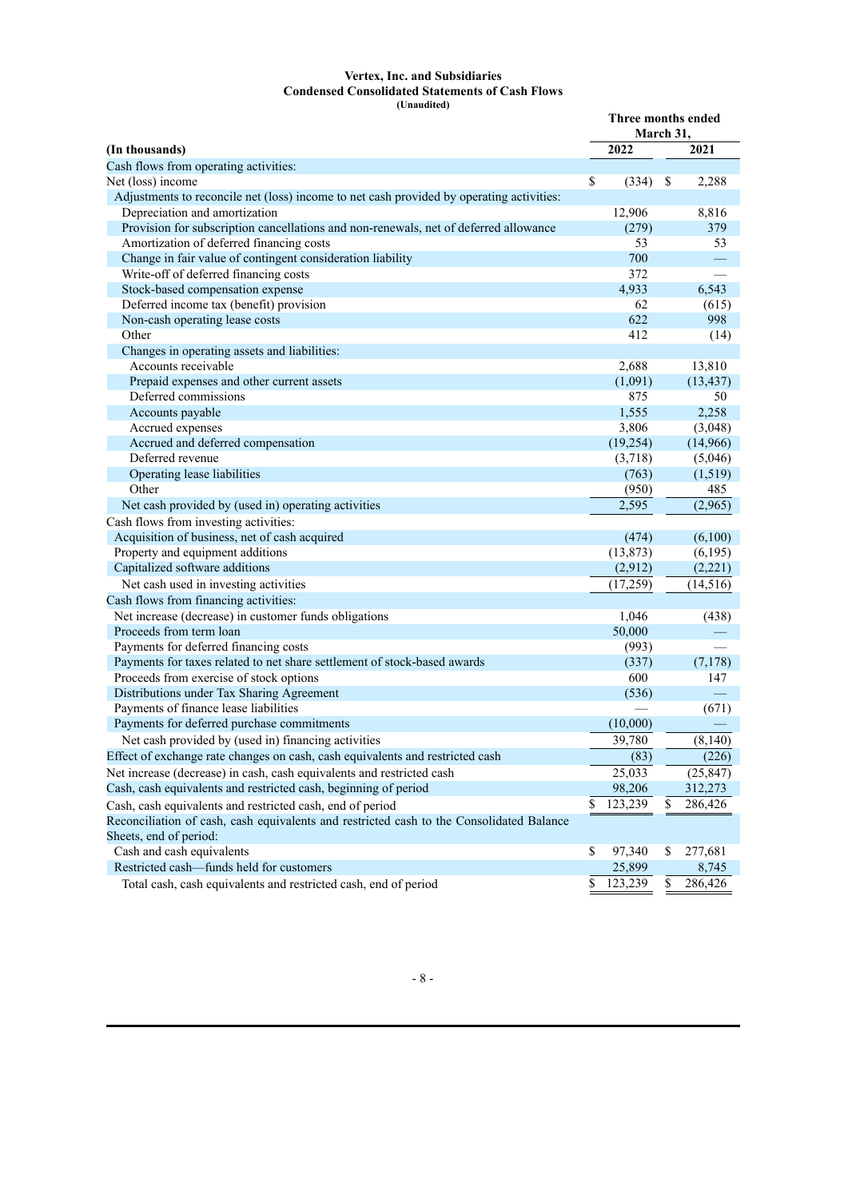**Vertex, Inc. and Subsidiaries**
**Condensed Consolidated Statements of Cash Flows**
**(Unaudited)**

| (In thousands) | Three months ended March 31, 2022 | Three months ended March 31, 2021 |
|---|---|---|
| Cash flows from operating activities: | | |
| Net (loss) income | $ (334) | $ 2,288 |
| Adjustments to reconcile net (loss) income to net cash provided by operating activities: | | |
| Depreciation and amortization | 12,906 | 8,816 |
| Provision for subscription cancellations and non-renewals, net of deferred allowance | (279) | 379 |
| Amortization of deferred financing costs | 53 | 53 |
| Change in fair value of contingent consideration liability | 700 | — |
| Write-off of deferred financing costs | 372 | — |
| Stock-based compensation expense | 4,933 | 6,543 |
| Deferred income tax (benefit) provision | 62 | (615) |
| Non-cash operating lease costs | 622 | 998 |
| Other | 412 | (14) |
| Changes in operating assets and liabilities: | | |
| Accounts receivable | 2,688 | 13,810 |
| Prepaid expenses and other current assets | (1,091) | (13,437) |
| Deferred commissions | 875 | 50 |
| Accounts payable | 1,555 | 2,258 |
| Accrued expenses | 3,806 | (3,048) |
| Accrued and deferred compensation | (19,254) | (14,966) |
| Deferred revenue | (3,718) | (5,046) |
| Operating lease liabilities | (763) | (1,519) |
| Other | (950) | 485 |
| Net cash provided by (used in) operating activities | 2,595 | (2,965) |
| Cash flows from investing activities: | | |
| Acquisition of business, net of cash acquired | (474) | (6,100) |
| Property and equipment additions | (13,873) | (6,195) |
| Capitalized software additions | (2,912) | (2,221) |
| Net cash used in investing activities | (17,259) | (14,516) |
| Cash flows from financing activities: | | |
| Net increase (decrease) in customer funds obligations | 1,046 | (438) |
| Proceeds from term loan | 50,000 | — |
| Payments for deferred financing costs | (993) | — |
| Payments for taxes related to net share settlement of stock-based awards | (337) | (7,178) |
| Proceeds from exercise of stock options | 600 | 147 |
| Distributions under Tax Sharing Agreement | (536) | — |
| Payments of finance lease liabilities | — | (671) |
| Payments for deferred purchase commitments | (10,000) | — |
| Net cash provided by (used in) financing activities | 39,780 | (8,140) |
| Effect of exchange rate changes on cash, cash equivalents and restricted cash | (83) | (226) |
| Net increase (decrease) in cash, cash equivalents and restricted cash | 25,033 | (25,847) |
| Cash, cash equivalents and restricted cash, beginning of period | 98,206 | 312,273 |
| Cash, cash equivalents and restricted cash, end of period | $ 123,239 | $ 286,426 |
| Reconciliation of cash, cash equivalents and restricted cash to the Consolidated Balance Sheets, end of period: | | |
| Cash and cash equivalents | $ 97,340 | $ 277,681 |
| Restricted cash—funds held for customers | 25,899 | 8,745 |
| Total cash, cash equivalents and restricted cash, end of period | $ 123,239 | $ 286,426 |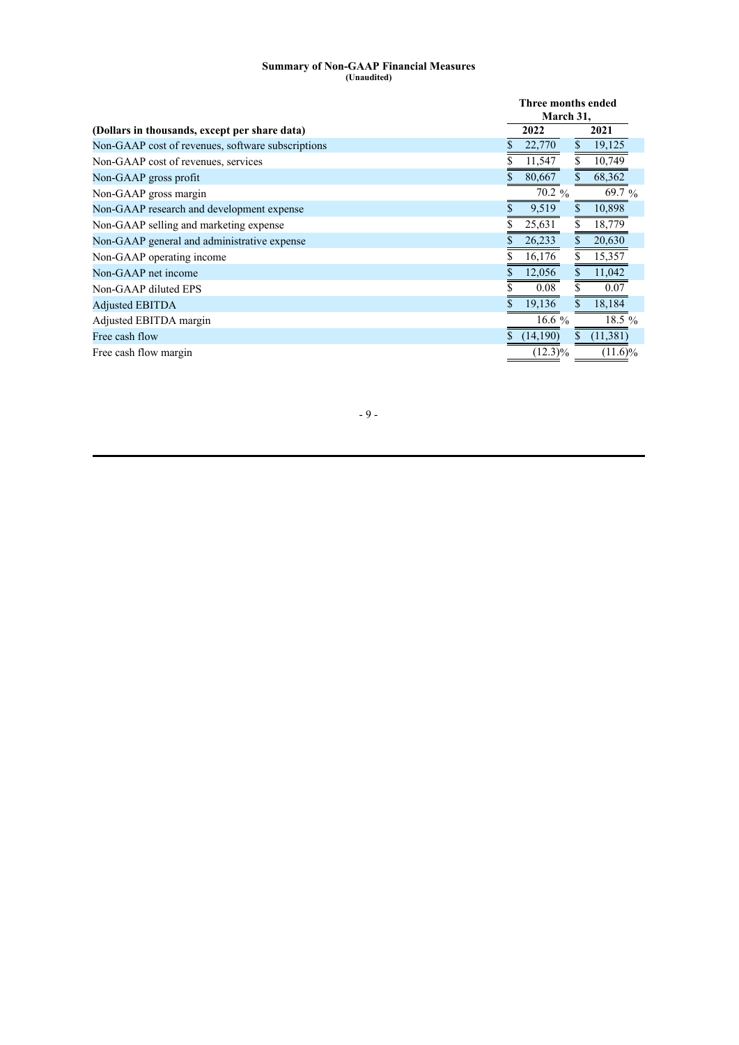**Summary of Non-GAAP Financial Measures**
**(Unaudited)**

| (Dollars in thousands, except per share data) | Three months ended March 31, 2022 | Three months ended March 31, 2021 |
|---|---|---|
| Non-GAAP cost of revenues, software subscriptions | $ 22,770 | $ 19,125 |
| Non-GAAP cost of revenues, services | $ 11,547 | $ 10,749 |
| Non-GAAP gross profit | $ 80,667 | $ 68,362 |
| Non-GAAP gross margin | 70.2 % | 69.7 % |
| Non-GAAP research and development expense | $ 9,519 | $ 10,898 |
| Non-GAAP selling and marketing expense | $ 25,631 | $ 18,779 |
| Non-GAAP general and administrative expense | $ 26,233 | $ 20,630 |
| Non-GAAP operating income | $ 16,176 | $ 15,357 |
| Non-GAAP net income | $ 12,056 | $ 11,042 |
| Non-GAAP diluted EPS | $ 0.08 | $ 0.07 |
| Adjusted EBITDA | $ 19,136 | $ 18,184 |
| Adjusted EBITDA margin | 16.6 % | 18.5 % |
| Free cash flow | $ (14,190) | $ (11,381) |
| Free cash flow margin | (12.3)% | (11.6)% |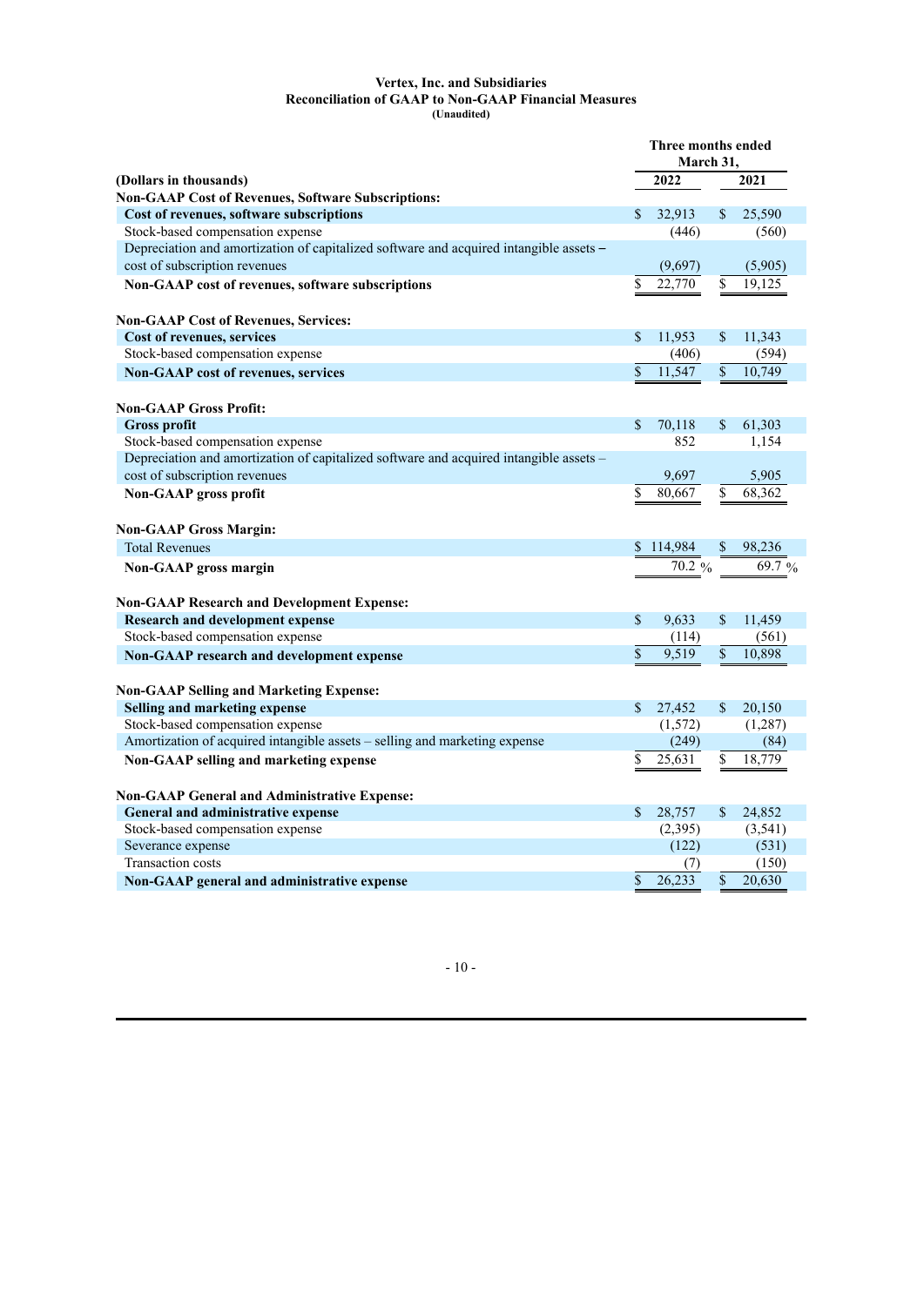**Vertex, Inc. and Subsidiaries**
**Reconciliation of GAAP to Non-GAAP Financial Measures**
**(Unaudited)**

| | Three months ended March 31, | |
|---|---|---|
| **(Dollars in thousands)** | **2022** | **2021** |
| **Non-GAAP Cost of Revenues, Software Subscriptions:** | | |
| **Cost of revenues, software subscriptions** | $ 32,913 | $ 25,590 |
| Stock-based compensation expense | (446) | (560) |
| Depreciation and amortization of capitalized software and acquired intangible assets – cost of subscription revenues | (9,697) | (5,905) |
| **Non-GAAP cost of revenues, software subscriptions** | $ 22,770 | $ 19,125 |
| | | |
| **Non-GAAP Cost of Revenues, Services:** | | |
| **Cost of revenues, services** | $ 11,953 | $ 11,343 |
| Stock-based compensation expense | (406) | (594) |
| **Non-GAAP cost of revenues, services** | $ 11,547 | $ 10,749 |
| | | |
| **Non-GAAP Gross Profit:** | | |
| **Gross profit** | $ 70,118 | $ 61,303 |
| Stock-based compensation expense | 852 | 1,154 |
| Depreciation and amortization of capitalized software and acquired intangible assets – cost of subscription revenues | 9,697 | 5,905 |
| **Non-GAAP gross profit** | $ 80,667 | $ 68,362 |
| | | |
| **Non-GAAP Gross Margin:** | | |
| Total Revenues | $ 114,984 | $ 98,236 |
| **Non-GAAP gross margin** | 70.2 % | 69.7 % |
| | | |
| **Non-GAAP Research and Development Expense:** | | |
| **Research and development expense** | $ 9,633 | $ 11,459 |
| Stock-based compensation expense | (114) | (561) |
| **Non-GAAP research and development expense** | $ 9,519 | $ 10,898 |
| | | |
| **Non-GAAP Selling and Marketing Expense:** | | |
| **Selling and marketing expense** | $ 27,452 | $ 20,150 |
| Stock-based compensation expense | (1,572) | (1,287) |
| Amortization of acquired intangible assets – selling and marketing expense | (249) | (84) |
| **Non-GAAP selling and marketing expense** | $ 25,631 | $ 18,779 |
| | | |
| **Non-GAAP General and Administrative Expense:** | | |
| **General and administrative expense** | $ 28,757 | $ 24,852 |
| Stock-based compensation expense | (2,395) | (3,541) |
| Severance expense | (122) | (531) |
| Transaction costs | (7) | (150) |
| **Non-GAAP general and administrative expense** | $ 26,233 | $ 20,630 |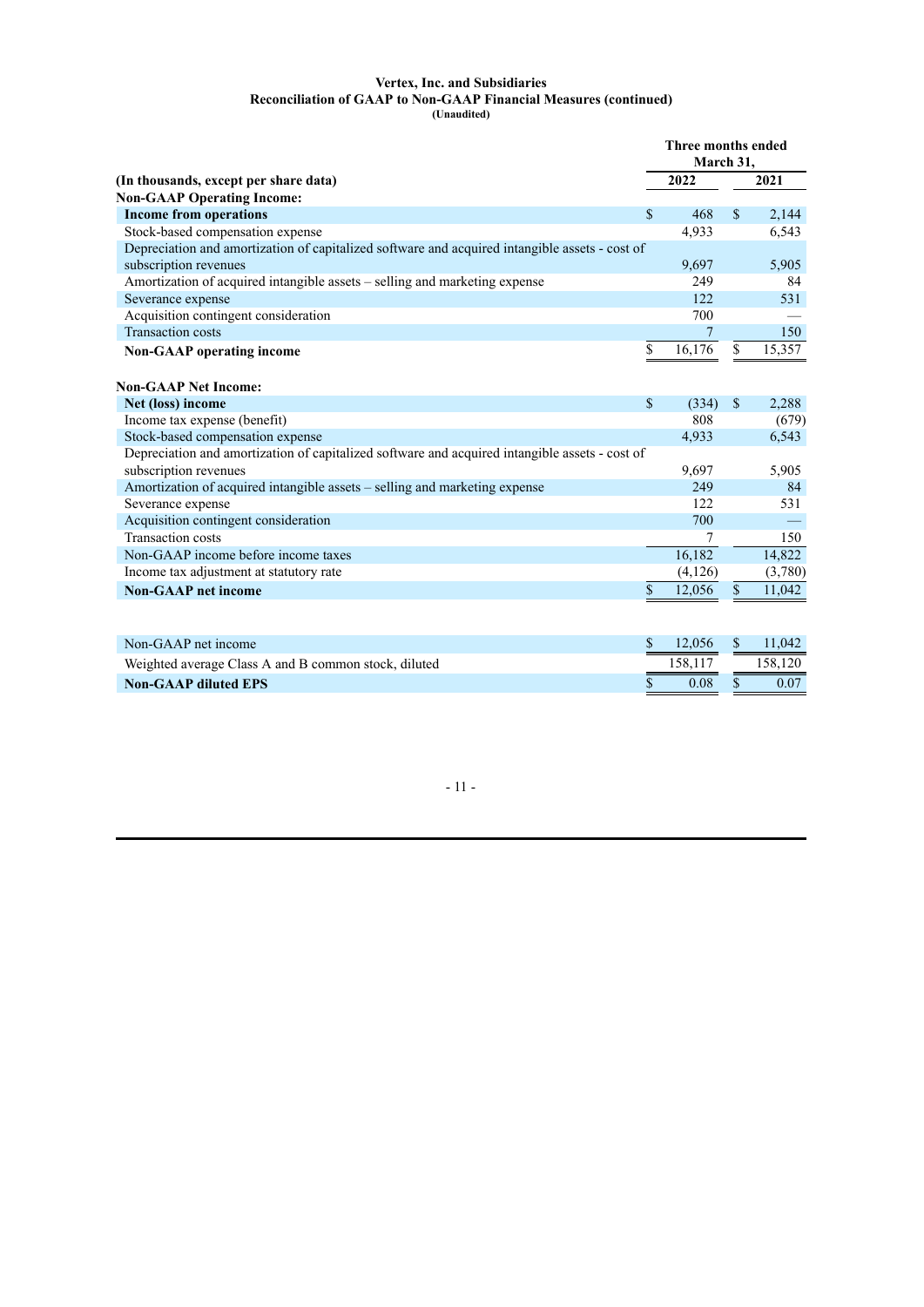**Vertex, Inc. and Subsidiaries**
**Reconciliation of GAAP to Non-GAAP Financial Measures (continued)**
**(Unaudited)**

| (In thousands, except per share data) | Three months ended March 31, 2022 | 2021 |
|---|---|---|
| **Non-GAAP Operating Income:** | | |
| **Income from operations** | $ 468 | $ 2,144 |
| Stock-based compensation expense | 4,933 | 6,543 |
| Depreciation and amortization of capitalized software and acquired intangible assets - cost of subscription revenues | 9,697 | 5,905 |
| Amortization of acquired intangible assets – selling and marketing expense | 249 | 84 |
| Severance expense | 122 | 531 |
| Acquisition contingent consideration | 700 | — |
| Transaction costs | 7 | 150 |
| **Non-GAAP operating income** | $ 16,176 | $ 15,357 |
| | | |
| **Non-GAAP Net Income:** | | |
| **Net (loss) income** | $ (334) | $ 2,288 |
| Income tax expense (benefit) | 808 | (679) |
| Stock-based compensation expense | 4,933 | 6,543 |
| Depreciation and amortization of capitalized software and acquired intangible assets - cost of subscription revenues | 9,697 | 5,905 |
| Amortization of acquired intangible assets – selling and marketing expense | 249 | 84 |
| Severance expense | 122 | 531 |
| Acquisition contingent consideration | 700 | — |
| Transaction costs | 7 | 150 |
| Non-GAAP income before income taxes | 16,182 | 14,822 |
| Income tax adjustment at statutory rate | (4,126) | (3,780) |
| **Non-GAAP net income** | $ 12,056 | $ 11,042 |
| | | |
| Non-GAAP net income | $ 12,056 | $ 11,042 |
| Weighted average Class A and B common stock, diluted | 158,117 | 158,120 |
| **Non-GAAP diluted EPS** | $ 0.08 | $ 0.07 |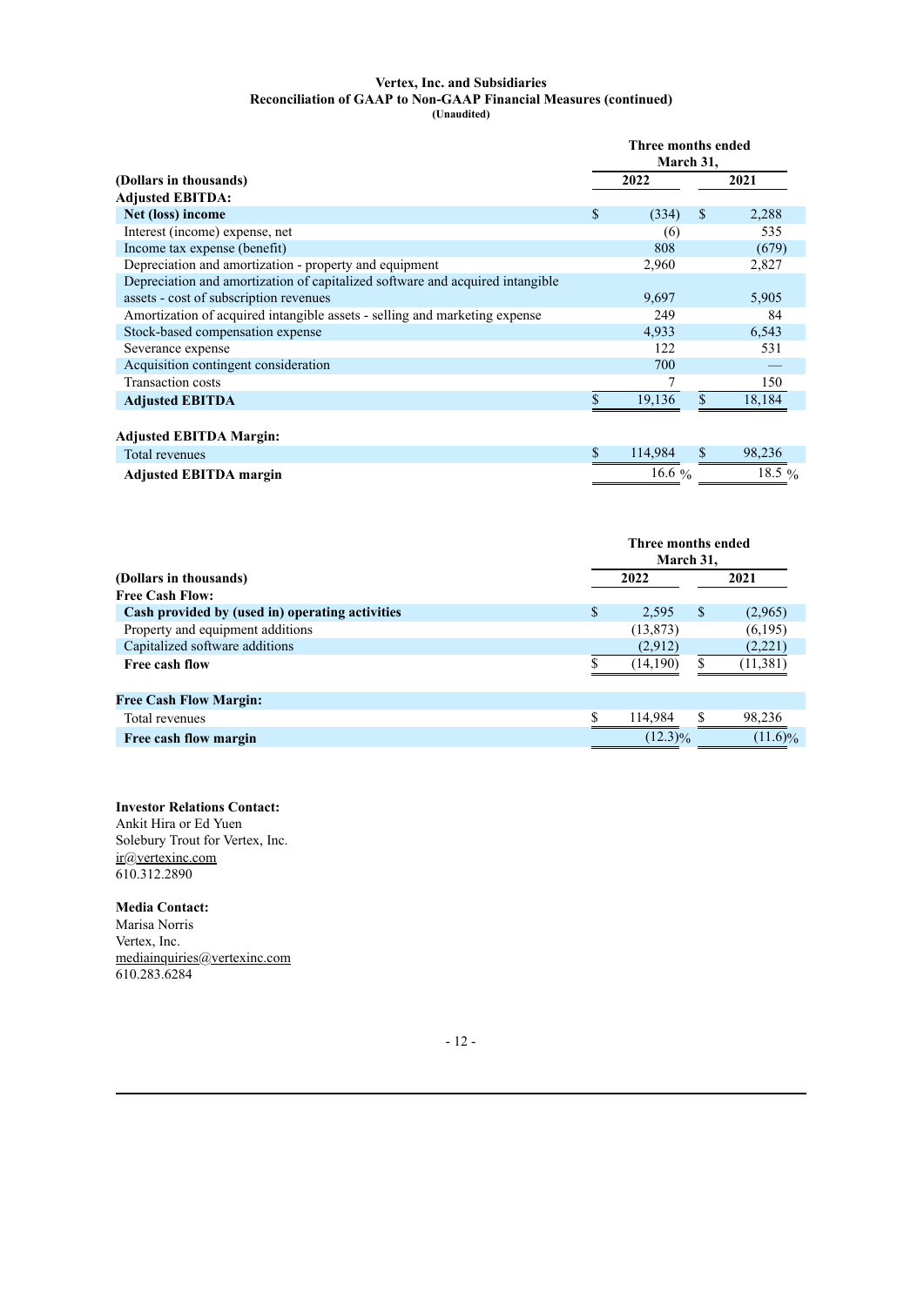**Vertex, Inc. and Subsidiaries**
**Reconciliation of GAAP to Non-GAAP Financial Measures (continued)**
**(Unaudited)**

| (Dollars in thousands) | Three months ended March 31, 2022 | Three months ended March 31, 2021 |
|---|---|---|
| **Adjusted EBITDA:** | | |
| **Net (loss) income** | $ (334) | $ 2,288 |
| Interest (income) expense, net | (6) | 535 |
| Income tax expense (benefit) | 808 | (679) |
| Depreciation and amortization - property and equipment | 2,960 | 2,827 |
| Depreciation and amortization of capitalized software and acquired intangible assets - cost of subscription revenues | 9,697 | 5,905 |
| Amortization of acquired intangible assets - selling and marketing expense | 249 | 84 |
| Stock-based compensation expense | 4,933 | 6,543 |
| Severance expense | 122 | 531 |
| Acquisition contingent consideration | 700 | — |
| Transaction costs | 7 | 150 |
| **Adjusted EBITDA** | $ 19,136 | $ 18,184 |
| | | |
| **Adjusted EBITDA Margin:** | | |
| Total revenues | $ 114,984 | $ 98,236 |
| **Adjusted EBITDA margin** | 16.6 % | 18.5 % |

| (Dollars in thousands) | Three months ended March 31, 2022 | Three months ended March 31, 2021 |
|---|---|---|
| **Free Cash Flow:** | | |
| **Cash provided by (used in) operating activities** | $ 2,595 | $ (2,965) |
| Property and equipment additions | (13,873) | (6,195) |
| Capitalized software additions | (2,912) | (2,221) |
| **Free cash flow** | $ (14,190) | $ (11,381) |
| | | |
| **Free Cash Flow Margin:** | | |
| Total revenues | $ 114,984 | $ 98,236 |
| **Free cash flow margin** | (12.3)% | (11.6)% |

**Investor Relations Contact:**
Ankit Hira or Ed Yuen
Solebury Trout for Vertex, Inc.
ir@vertexinc.com
610.312.2890

**Media Contact:**
Marisa Norris
Vertex, Inc.
mediainquiries@vertexinc.com
610.283.6284